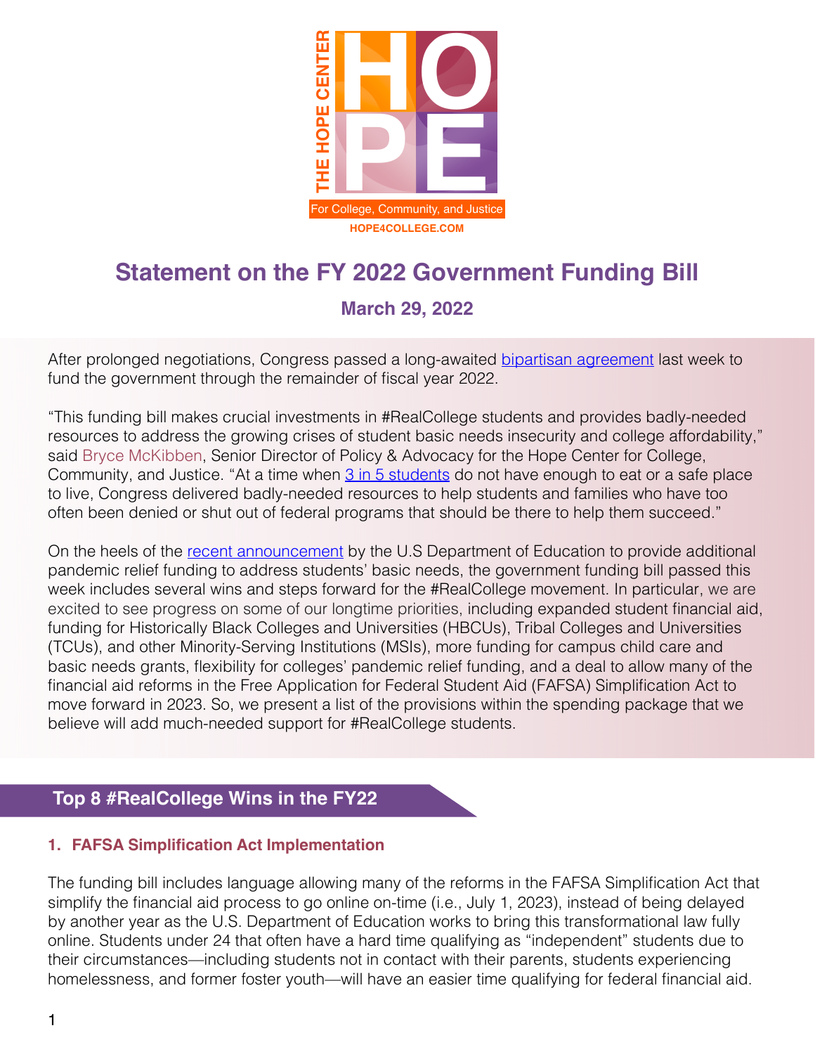THE HOPE CENTER

For College, Community, and Justice

HOPE4COLLEGE.COM

# Statement on the FY 2022 Government Funding Bill

### March 29, 2022

After prolonged negotiations, Congress passed a long-awaited bipartisan agreement last week to fund the government through the remainder of fiscal year 2022.

“This funding bill makes crucial investments in #RealCollege students and provides badly-needed resources to address the growing crises of student basic needs insecurity and college affordability,” said Bryce McKibben, Senior Director of Policy & Advocacy for the Hope Center for College, Community, and Justice. “At a time when 3 in 5 students do not have enough to eat or a safe place to live, Congress delivered badly-needed resources to help students and families who have too often been denied or shut out of federal programs that should be there to help them succeed.”

On the heels of the recent announcement by the U.S Department of Education to provide additional pandemic relief funding to address students’ basic needs, the government funding bill passed this week includes several wins and steps forward for the #RealCollege movement. In particular, we are excited to see progress on some of our longtime priorities, including expanded student financial aid, funding for Historically Black Colleges and Universities (HBCUs), Tribal Colleges and Universities (TCUs), and other Minority-Serving Institutions (MSIs), more funding for campus child care and basic needs grants, flexibility for colleges’ pandemic relief funding, and a deal to allow many of the financial aid reforms in the Free Application for Federal Student Aid (FAFSA) Simplification Act to move forward in 2023. So, we present a list of the provisions within the spending package that we believe will add much-needed support for #RealCollege students.

## Top 8 #RealCollege Wins in the FY22

### 1. FAFSA Simplification Act Implementation

The funding bill includes language allowing many of the reforms in the FAFSA Simplification Act that simplify the financial aid process to go online on-time (i.e., July 1, 2023), instead of being delayed by another year as the U.S. Department of Education works to bring this transformational law fully online. Students under 24 that often have a hard time qualifying as “independent” students due to their circumstances—including students not in contact with their parents, students experiencing homelessness, and former foster youth—will have an easier time qualifying for federal financial aid.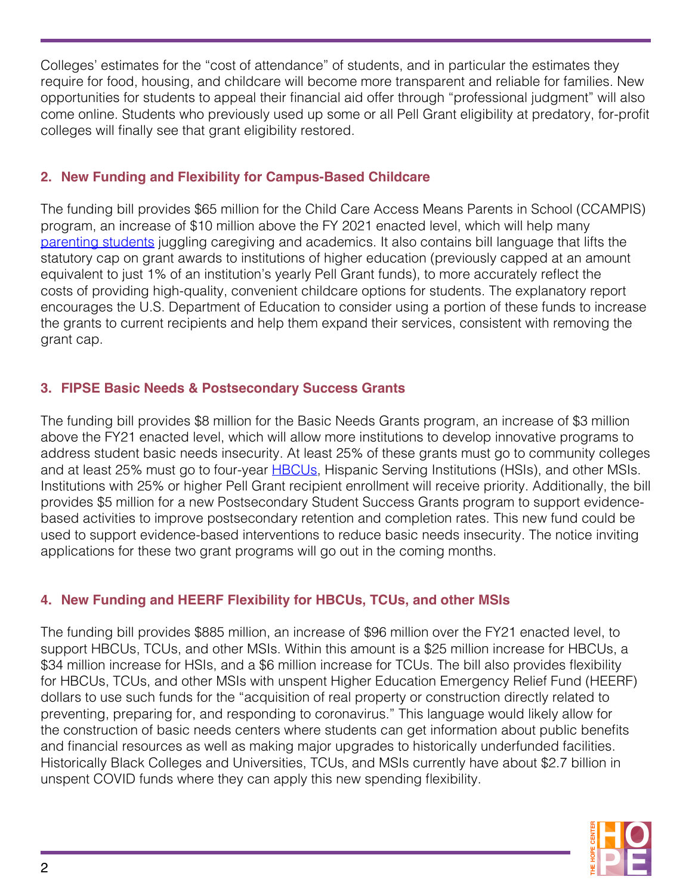Colleges' estimates for the "cost of attendance" of students, and in particular the estimates they require for food, housing, and childcare will become more transparent and reliable for families. New opportunities for students to appeal their financial aid offer through "professional judgment" will also come online. Students who previously used up some or all Pell Grant eligibility at predatory, for-profit colleges will finally see that grant eligibility restored.

### 2. New Funding and Flexibility for Campus-Based Childcare

The funding bill provides $65 million for the Child Care Access Means Parents in School (CCAMPIS) program, an increase of $10 million above the FY 2021 enacted level, which will help many parenting students juggling caregiving and academics. It also contains bill language that lifts the statutory cap on grant awards to institutions of higher education (previously capped at an amount equivalent to just 1% of an institution's yearly Pell Grant funds), to more accurately reflect the costs of providing high-quality, convenient childcare options for students. The explanatory report encourages the U.S. Department of Education to consider using a portion of these funds to increase the grants to current recipients and help them expand their services, consistent with removing the grant cap.

### 3. FIPSE Basic Needs & Postsecondary Success Grants

The funding bill provides $8 million for the Basic Needs Grants program, an increase of $3 million above the FY21 enacted level, which will allow more institutions to develop innovative programs to address student basic needs insecurity. At least 25% of these grants must go to community colleges and at least 25% must go to four-year HBCUs, Hispanic Serving Institutions (HSIs), and other MSIs. Institutions with 25% or higher Pell Grant recipient enrollment will receive priority. Additionally, the bill provides $5 million for a new Postsecondary Student Success Grants program to support evidence-based activities to improve postsecondary retention and completion rates. This new fund could be used to support evidence-based interventions to reduce basic needs insecurity. The notice inviting applications for these two grant programs will go out in the coming months.

### 4. New Funding and HEERF Flexibility for HBCUs, TCUs, and other MSIs

The funding bill provides $885 million, an increase of $96 million over the FY21 enacted level, to support HBCUs, TCUs, and other MSIs. Within this amount is a $25 million increase for HBCUs, a $34 million increase for HSIs, and a $6 million increase for TCUs. The bill also provides flexibility for HBCUs, TCUs, and other MSIs with unspent Higher Education Emergency Relief Fund (HEERF) dollars to use such funds for the "acquisition of real property or construction directly related to preventing, preparing for, and responding to coronavirus." This language would likely allow for the construction of basic needs centers where students can get information about public benefits and financial resources as well as making major upgrades to historically underfunded facilities. Historically Black Colleges and Universities, TCUs, and MSIs currently have about $2.7 billion in unspent COVID funds where they can apply this new spending flexibility.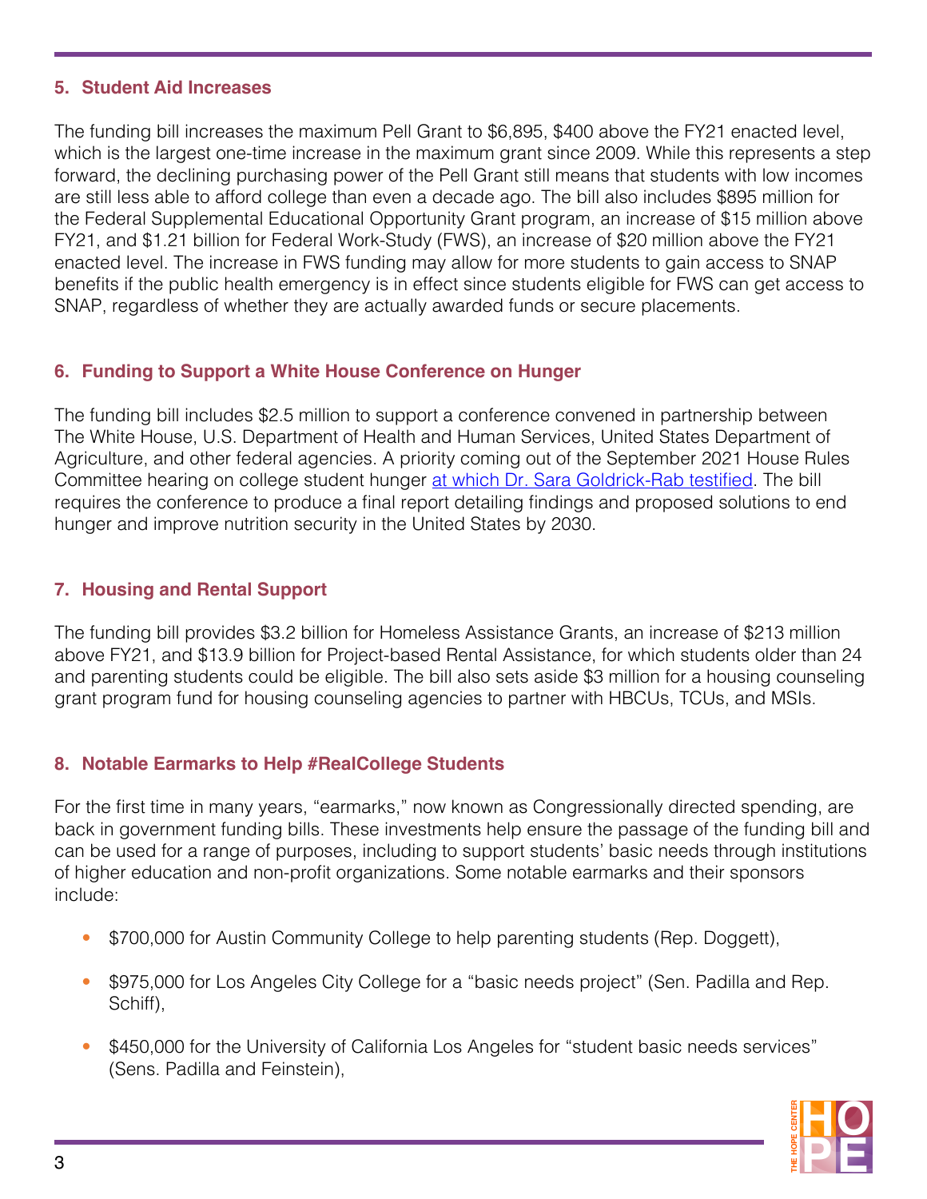### 5. Student Aid Increases

The funding bill increases the maximum Pell Grant to $6,895, $400 above the FY21 enacted level, which is the largest one-time increase in the maximum grant since 2009. While this represents a step forward, the declining purchasing power of the Pell Grant still means that students with low incomes are still less able to afford college than even a decade ago. The bill also includes $895 million for the Federal Supplemental Educational Opportunity Grant program, an increase of $15 million above FY21, and $1.21 billion for Federal Work-Study (FWS), an increase of $20 million above the FY21 enacted level. The increase in FWS funding may allow for more students to gain access to SNAP benefits if the public health emergency is in effect since students eligible for FWS can get access to SNAP, regardless of whether they are actually awarded funds or secure placements.

### 6. Funding to Support a White House Conference on Hunger

The funding bill includes $2.5 million to support a conference convened in partnership between The White House, U.S. Department of Health and Human Services, United States Department of Agriculture, and other federal agencies. A priority coming out of the September 2021 House Rules Committee hearing on college student hunger at which Dr. Sara Goldrick-Rab testified. The bill requires the conference to produce a final report detailing findings and proposed solutions to end hunger and improve nutrition security in the United States by 2030.

### 7. Housing and Rental Support

The funding bill provides $3.2 billion for Homeless Assistance Grants, an increase of $213 million above FY21, and $13.9 billion for Project-based Rental Assistance, for which students older than 24 and parenting students could be eligible. The bill also sets aside $3 million for a housing counseling grant program fund for housing counseling agencies to partner with HBCUs, TCUs, and MSIs.

### 8. Notable Earmarks to Help #RealCollege Students

For the first time in many years, "earmarks," now known as Congressionally directed spending, are back in government funding bills. These investments help ensure the passage of the funding bill and can be used for a range of purposes, including to support students' basic needs through institutions of higher education and non-profit organizations. Some notable earmarks and their sponsors include:

- $700,000 for Austin Community College to help parenting students (Rep. Doggett),
- $975,000 for Los Angeles City College for a "basic needs project" (Sen. Padilla and Rep. Schiff),
- $450,000 for the University of California Los Angeles for "student basic needs services" (Sens. Padilla and Feinstein),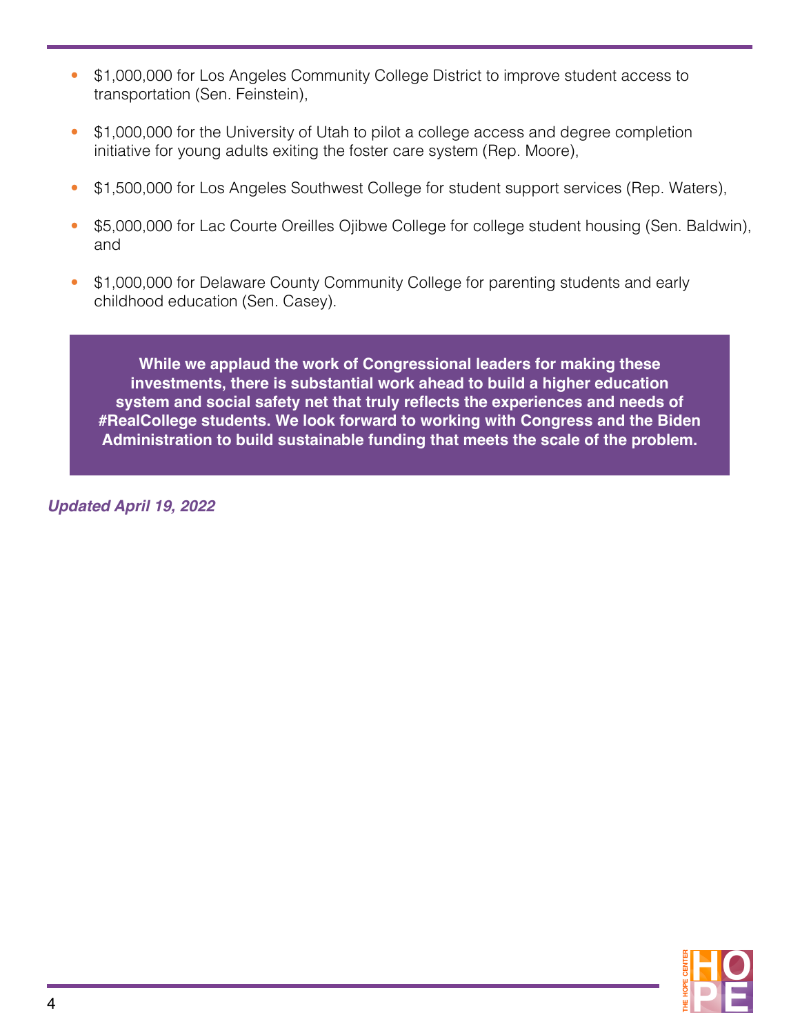- $1,000,000 for Los Angeles Community College District to improve student access to transportation (Sen. Feinstein),
- $1,000,000 for the University of Utah to pilot a college access and degree completion initiative for young adults exiting the foster care system (Rep. Moore),
- $1,500,000 for Los Angeles Southwest College for student support services (Rep. Waters),
- $5,000,000 for Lac Courte Oreilles Ojibwe College for college student housing (Sen. Baldwin), and
- $1,000,000 for Delaware County Community College for parenting students and early childhood education (Sen. Casey).

**While we applaud the work of Congressional leaders for making these investments, there is substantial work ahead to build a higher education system and social safety net that truly reflects the experiences and needs of #RealCollege students. We look forward to working with Congress and the Biden Administration to build sustainable funding that meets the scale of the problem.**

***Updated April 19, 2022***